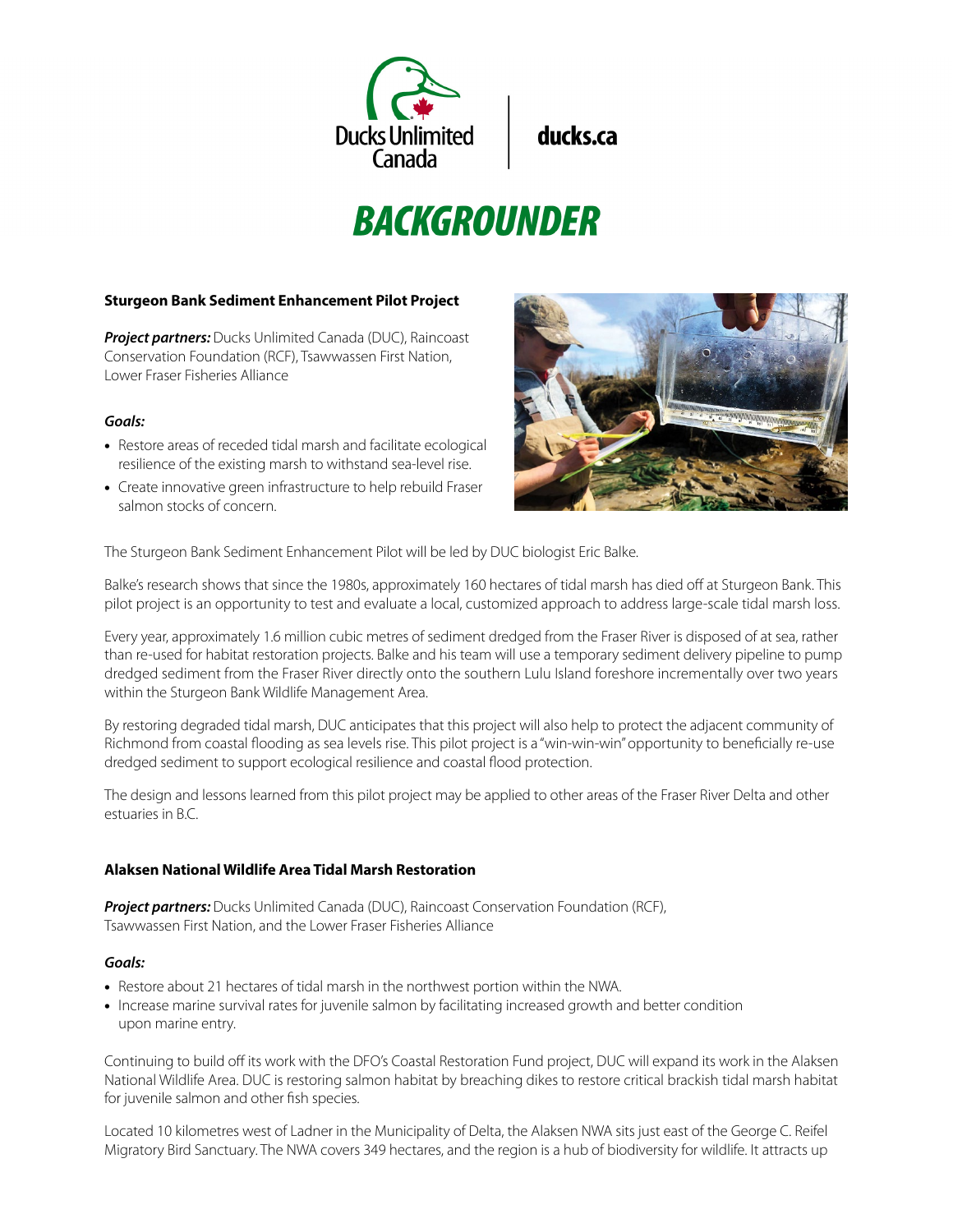Ducks Unlimited Canada | ducks.ca

# BACKGROUNDER

## Sturgeon Bank Sediment Enhancement Pilot Project

***Project partners:*** Ducks Unlimited Canada (DUC), Raincoast Conservation Foundation (RCF), Tsawwassen First Nation, Lower Fraser Fisheries Alliance

### *Goals:*

- Restore areas of receded tidal marsh and facilitate ecological resilience of the existing marsh to withstand sea-level rise.
- Create innovative green infrastructure to help rebuild Fraser salmon stocks of concern.

The Sturgeon Bank Sediment Enhancement Pilot will be led by DUC biologist Eric Balke.

Balke's research shows that since the 1980s, approximately 160 hectares of tidal marsh has died off at Sturgeon Bank. This pilot project is an opportunity to test and evaluate a local, customized approach to address large-scale tidal marsh loss.

Every year, approximately 1.6 million cubic metres of sediment dredged from the Fraser River is disposed of at sea, rather than re-used for habitat restoration projects. Balke and his team will use a temporary sediment delivery pipeline to pump dredged sediment from the Fraser River directly onto the southern Lulu Island foreshore incrementally over two years within the Sturgeon Bank Wildlife Management Area.

By restoring degraded tidal marsh, DUC anticipates that this project will also help to protect the adjacent community of Richmond from coastal flooding as sea levels rise. This pilot project is a "win-win-win" opportunity to beneficially re-use dredged sediment to support ecological resilience and coastal flood protection.

The design and lessons learned from this pilot project may be applied to other areas of the Fraser River Delta and other estuaries in B.C.

## Alaksen National Wildlife Area Tidal Marsh Restoration

***Project partners:*** Ducks Unlimited Canada (DUC), Raincoast Conservation Foundation (RCF), Tsawwassen First Nation, and the Lower Fraser Fisheries Alliance

### *Goals:*

- Restore about 21 hectares of tidal marsh in the northwest portion within the NWA.
- Increase marine survival rates for juvenile salmon by facilitating increased growth and better condition upon marine entry.

Continuing to build off its work with the DFO's Coastal Restoration Fund project, DUC will expand its work in the Alaksen National Wildlife Area. DUC is restoring salmon habitat by breaching dikes to restore critical brackish tidal marsh habitat for juvenile salmon and other fish species.

Located 10 kilometres west of Ladner in the Municipality of Delta, the Alaksen NWA sits just east of the George C. Reifel Migratory Bird Sanctuary. The NWA covers 349 hectares, and the region is a hub of biodiversity for wildlife. It attracts up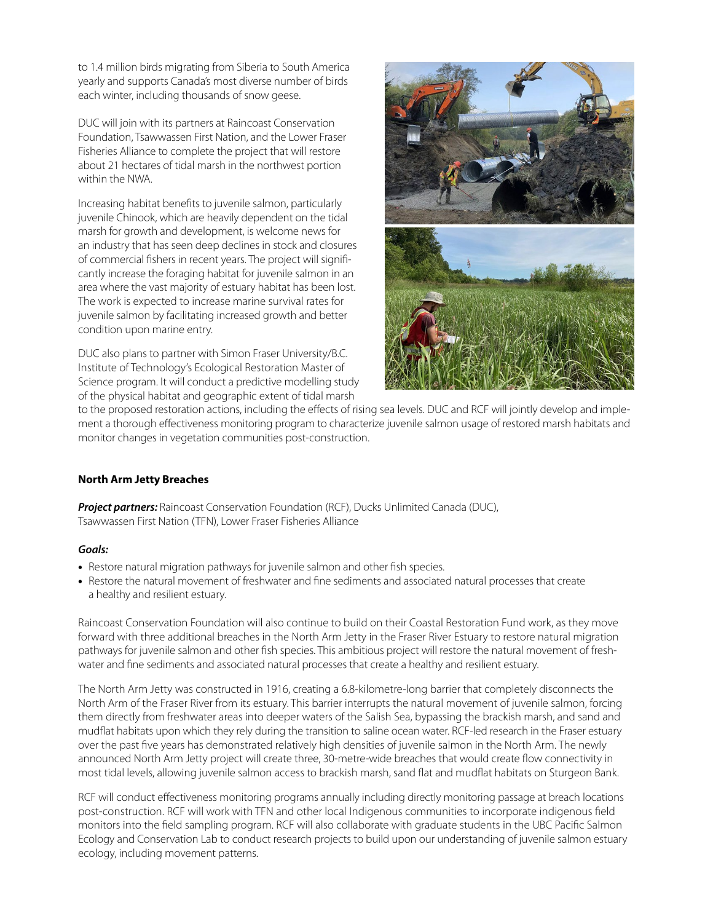to 1.4 million birds migrating from Siberia to South America yearly and supports Canada's most diverse number of birds each winter, including thousands of snow geese.

DUC will join with its partners at Raincoast Conservation Foundation, Tsawwassen First Nation, and the Lower Fraser Fisheries Alliance to complete the project that will restore about 21 hectares of tidal marsh in the northwest portion within the NWA.

Increasing habitat benefits to juvenile salmon, particularly juvenile Chinook, which are heavily dependent on the tidal marsh for growth and development, is welcome news for an industry that has seen deep declines in stock and closures of commercial fishers in recent years. The project will significantly increase the foraging habitat for juvenile salmon in an area where the vast majority of estuary habitat has been lost. The work is expected to increase marine survival rates for juvenile salmon by facilitating increased growth and better condition upon marine entry.

DUC also plans to partner with Simon Fraser University/B.C. Institute of Technology's Ecological Restoration Master of Science program. It will conduct a predictive modelling study of the physical habitat and geographic extent of tidal marsh to the proposed restoration actions, including the effects of rising sea levels. DUC and RCF will jointly develop and implement a thorough effectiveness monitoring program to characterize juvenile salmon usage of restored marsh habitats and monitor changes in vegetation communities post-construction.

**North Arm Jetty Breaches**

***Project partners:*** Raincoast Conservation Foundation (RCF), Ducks Unlimited Canada (DUC), Tsawwassen First Nation (TFN), Lower Fraser Fisheries Alliance

***Goals:***

- Restore natural migration pathways for juvenile salmon and other fish species.
- Restore the natural movement of freshwater and fine sediments and associated natural processes that create a healthy and resilient estuary.

Raincoast Conservation Foundation will also continue to build on their Coastal Restoration Fund work, as they move forward with three additional breaches in the North Arm Jetty in the Fraser River Estuary to restore natural migration pathways for juvenile salmon and other fish species. This ambitious project will restore the natural movement of freshwater and fine sediments and associated natural processes that create a healthy and resilient estuary.

The North Arm Jetty was constructed in 1916, creating a 6.8-kilometre-long barrier that completely disconnects the North Arm of the Fraser River from its estuary. This barrier interrupts the natural movement of juvenile salmon, forcing them directly from freshwater areas into deeper waters of the Salish Sea, bypassing the brackish marsh, and sand and mudflat habitats upon which they rely during the transition to saline ocean water. RCF-led research in the Fraser estuary over the past five years has demonstrated relatively high densities of juvenile salmon in the North Arm. The newly announced North Arm Jetty project will create three, 30-metre-wide breaches that would create flow connectivity in most tidal levels, allowing juvenile salmon access to brackish marsh, sand flat and mudflat habitats on Sturgeon Bank.

RCF will conduct effectiveness monitoring programs annually including directly monitoring passage at breach locations post-construction. RCF will work with TFN and other local Indigenous communities to incorporate indigenous field monitors into the field sampling program. RCF will also collaborate with graduate students in the UBC Pacific Salmon Ecology and Conservation Lab to conduct research projects to build upon our understanding of juvenile salmon estuary ecology, including movement patterns.